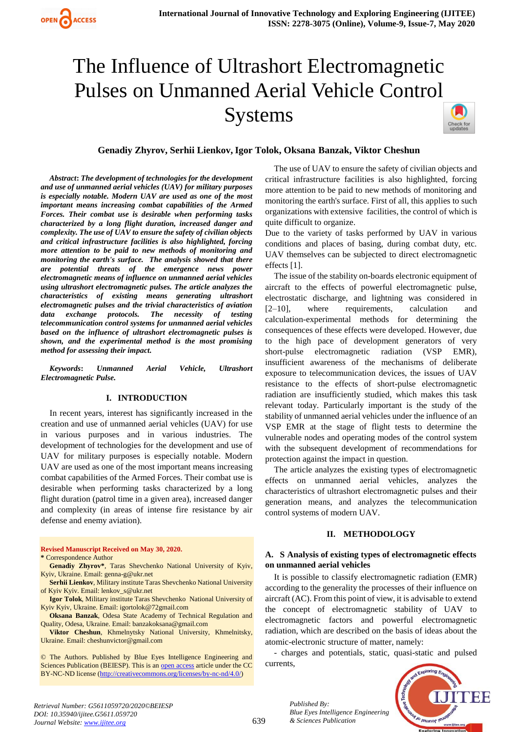# The Influence of Ultrashort Electromagnetic Pulses on Unmanned Aerial Vehicle Control Systems

**Genadiy Zhyrov, Serhii Lienkov, Igor Tolok, Oksana Banzak, Viktor Cheshun**

***Abstract*: *The development of technologies for the development and use of unmanned aerial vehicles (UAV) for military purposes is especially notable. Modern UAV are used as one of the most important means increasing combat capabilities of the Armed Forces. Their combat use is desirable when performing tasks characterized by a long flight duration, increased danger and complexity. The use of UAV to ensure the safety of civilian objects and critical infrastructure facilities is also highlighted, forcing more attention to be paid to new methods of monitoring and monitoring the earth's surface. The analysis showed that there are potential threats of the emergence news power electromagnetic means of influence on unmanned aerial vehicles using ultrashort electromagnetic pulses. The article analyzes the characteristics of existing means generating ultrashort electromagnetic pulses and the trivial characteristics of aviation data exchange protocols. The necessity of testing telecommunication control systems for unmanned aerial vehicles based on the influence of ultrashort electromagnetic pulses is shown, and the experimental method is the most promising method for assessing their impact.***

***Keywords*: *Unmanned Aerial Vehicle, Ultrashort Electromagnetic Pulse.***

## I. INTRODUCTION

In recent years, interest has significantly increased in the creation and use of unmanned aerial vehicles (UAV) for use in various purposes and in various industries. The development of technologies for the development and use of UAV for military purposes is especially notable. Modern UAV are used as one of the most important means increasing combat capabilities of the Armed Forces. Their combat use is desirable when performing tasks characterized by a long flight duration (patrol time in a given area), increased danger and complexity (in areas of intense fire resistance by air defense and enemy aviation).

The use of UAV to ensure the safety of civilian objects and critical infrastructure facilities is also highlighted, forcing more attention to be paid to new methods of monitoring and monitoring the earth's surface. First of all, this applies to such organizations with extensive facilities, the control of which is quite difficult to organize.

Due to the variety of tasks performed by UAV in various conditions and places of basing, during combat duty, etc. UAV themselves can be subjected to direct electromagnetic effects [1].

The issue of the stability on-boards electronic equipment of aircraft to the effects of powerful electromagnetic pulse, electrostatic discharge, and lightning was considered in [2–10], where requirements, calculation and calculation-experimental methods for determining the consequences of these effects were developed. However, due to the high pace of development generators of very short-pulse electromagnetic radiation (VSP EMR), insufficient awareness of the mechanisms of deliberate exposure to telecommunication devices, the issues of UAV resistance to the effects of short-pulse electromagnetic radiation are insufficiently studied, which makes this task relevant today. Particularly important is the study of the stability of unmanned aerial vehicles under the influence of an VSP EMR at the stage of flight tests to determine the vulnerable nodes and operating modes of the control system with the subsequent development of recommendations for protection against the impact in question.

The article analyzes the existing types of electromagnetic effects on unmanned aerial vehicles, analyzes the characteristics of ultrashort electromagnetic pulses and their generation means, and analyzes the telecommunication control systems of modern UAV.

## II. METHODOLOGY

### A. S Analysis of existing types of electromagnetic effects on unmanned aerial vehicles

It is possible to classify electromagnetic radiation (EMR) according to the generality the processes of their influence on aircraft (AC). From this point of view, it is advisable to extend the concept of electromagnetic stability of UAV to electromagnetic factors and powerful electromagnetic radiation, which are described on the basis of ideas about the atomic-electronic structure of matter, namely:

- charges and potentials, static, quasi-static and pulsed currents,

---

**Revised Manuscript Received on May 30, 2020.**

\* Correspondence Author

**Genadiy Zhyrov\***, Taras Shevchenko National University of Kyiv, Kyiv, Ukraine. Email: genna-g@ukr.net

**Serhii Lienkov**, Military institute Taras Shevchenko National University of Kyiv Kyiv. Email: lenkov_s@ukr.net

**Igor Tolok**, Military institute Taras Shevchenko National University of Kyiv Kyiv, Ukraine. Email: igortolok@72gmail.com

**Oksana Banzak**, Odesa State Academy of Technical Regulation and Quality, Odesa, Ukraine. Email: banzakoksana@gmail.com

**Viktor Cheshun**, Khmelnytsky National University, Khmelnitsky, Ukraine. Email: cheshunvictor@gmail.com

© The Authors. Published by Blue Eyes Intelligence Engineering and Sciences Publication (BEIESP). This is an open access article under the CC BY-NC-ND license (http://creativecommons.org/licenses/by-nc-nd/4.0/)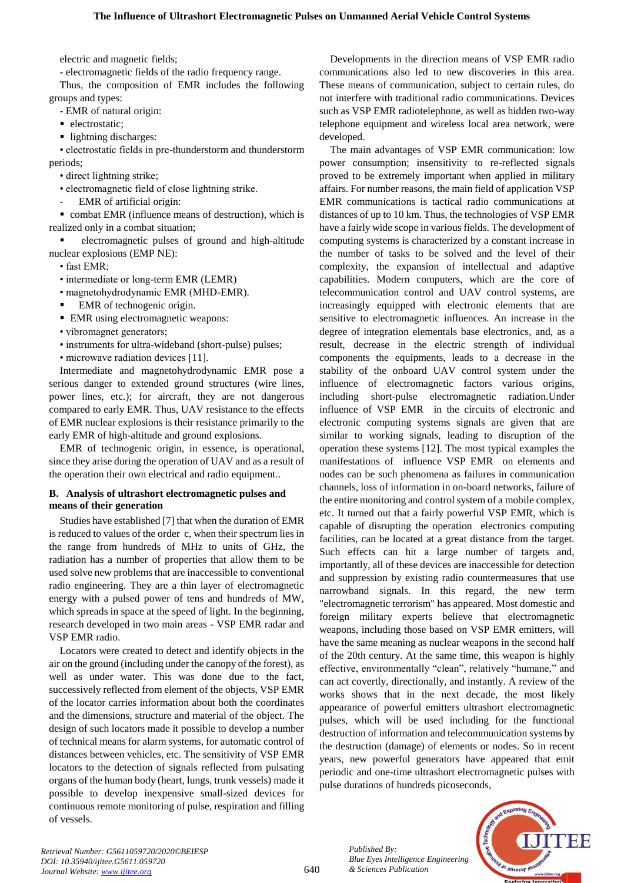electric and magnetic fields;

- electromagnetic fields of the radio frequency range.

Thus, the composition of EMR includes the following groups and types:

- EMR of natural origin:
  - electrostatic;
  - lightning discharges:
    - electrostatic fields in pre-thunderstorm and thunderstorm periods;
    - direct lightning strike;
    - electromagnetic field of close lightning strike.
- EMR of artificial origin:
  - combat EMR (influence means of destruction), which is realized only in a combat situation;
  - electromagnetic pulses of ground and high-altitude nuclear explosions (EMP NE):
    - fast EMR;
    - intermediate or long-term EMR (LEMR)
    - magnetohydrodynamic EMR (MHD-EMR).
  - EMR of technogenic origin.
  - EMR using electromagnetic weapons:
    - vibromagnet generators;
    - instruments for ultra-wideband (short-pulse) pulses;
    - microwave radiation devices [11].

Intermediate and magnetohydrodynamic EMR pose a serious danger to extended ground structures (wire lines, power lines, etc.); for aircraft, they are not dangerous compared to early EMR. Thus, UAV resistance to the effects of EMR nuclear explosions is their resistance primarily to the early EMR of high-altitude and ground explosions.

EMR of technogenic origin, in essence, is operational, since they arise during the operation of UAV and as a result of the operation their own electrical and radio equipment..

### B. Analysis of ultrashort electromagnetic pulses and means of their generation

Studies have established [7] that when the duration of EMR is reduced to values of the order c, when their spectrum lies in the range from hundreds of MHz to units of GHz, the radiation has a number of properties that allow them to be used solve new problems that are inaccessible to conventional radio engineering. They are a thin layer of electromagnetic energy with a pulsed power of tens and hundreds of MW, which spreads in space at the speed of light. In the beginning, research developed in two main areas - VSP EMR radar and VSP EMR radio.

Locators were created to detect and identify objects in the air on the ground (including under the canopy of the forest), as well as under water. This was done due to the fact, successively reflected from element of the objects, VSP EMR of the locator carries information about both the coordinates and the dimensions, structure and material of the object. The design of such locators made it possible to develop a number of technical means for alarm systems, for automatic control of distances between vehicles, etc. The sensitivity of VSP EMR locators to the detection of signals reflected from pulsating organs of the human body (heart, lungs, trunk vessels) made it possible to develop inexpensive small-sized devices for continuous remote monitoring of pulse, respiration and filling of vessels.

Developments in the direction means of VSP EMR radio communications also led to new discoveries in this area. These means of communication, subject to certain rules, do not interfere with traditional radio communications. Devices such as VSP EMR radiotelephone, as well as hidden two-way telephone equipment and wireless local area network, were developed.

The main advantages of VSP EMR communication: low power consumption; insensitivity to re-reflected signals proved to be extremely important when applied in military affairs. For number reasons, the main field of application VSP EMR communications is tactical radio communications at distances of up to 10 km. Thus, the technologies of VSP EMR have a fairly wide scope in various fields. The development of computing systems is characterized by a constant increase in the number of tasks to be solved and the level of their complexity, the expansion of intellectual and adaptive capabilities. Modern computers, which are the core of telecommunication control and UAV control systems, are increasingly equipped with electronic elements that are sensitive to electromagnetic influences. An increase in the degree of integration elementals base electronics, and, as a result, decrease in the electric strength of individual components the equipments, leads to a decrease in the stability of the onboard UAV control system under the influence of electromagnetic factors various origins, including short-pulse electromagnetic radiation.Under influence of VSP EMR in the circuits of electronic and electronic computing systems signals are given that are similar to working signals, leading to disruption of the operation these systems [12]. The most typical examples the manifestations of influence VSP EMR on elements and nodes can be such phenomena as failures in communication channels, loss of information in on-board networks, failure of the entire monitoring and control system of a mobile complex, etc. It turned out that a fairly powerful VSP EMR, which is capable of disrupting the operation electronics computing facilities, can be located at a great distance from the target. Such effects can hit a large number of targets and, importantly, all of these devices are inaccessible for detection and suppression by existing radio countermeasures that use narrowband signals. In this regard, the new term "electromagnetic terrorism" has appeared. Most domestic and foreign military experts believe that electromagnetic weapons, including those based on VSP EMR emitters, will have the same meaning as nuclear weapons in the second half of the 20th century. At the same time, this weapon is highly effective, environmentally "clean", relatively "humane," and can act covertly, directionally, and instantly. A review of the works shows that in the next decade, the most likely appearance of powerful emitters ultrashort electromagnetic pulses, which will be used including for the functional destruction of information and telecommunication systems by the destruction (damage) of elements or nodes. So in recent years, new powerful generators have appeared that emit periodic and one-time ultrashort electromagnetic pulses with pulse durations of hundreds picoseconds,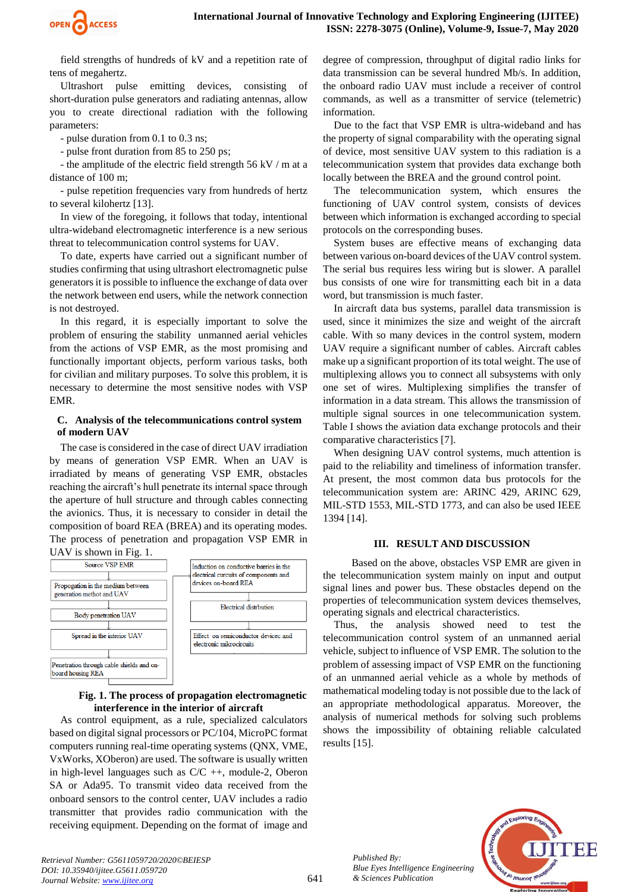field strengths of hundreds of kV and a repetition rate of tens of megahertz.

Ultrashort pulse emitting devices, consisting of short-duration pulse generators and radiating antennas, allow you to create directional radiation with the following parameters:

- pulse duration from 0.1 to 0.3 ns;
- pulse front duration from 85 to 250 ps;
- the amplitude of the electric field strength 56 kV / m at a distance of 100 m;
- pulse repetition frequencies vary from hundreds of hertz to several kilohertz [13].

In view of the foregoing, it follows that today, intentional ultra-wideband electromagnetic interference is a new serious threat to telecommunication control systems for UAV.

To date, experts have carried out a significant number of studies confirming that using ultrashort electromagnetic pulse generators it is possible to influence the exchange of data over the network between end users, while the network connection is not destroyed.

In this regard, it is especially important to solve the problem of ensuring the stability unmanned aerial vehicles from the actions of VSP EMR, as the most promising and functionally important objects, perform various tasks, both for civilian and military purposes. To solve this problem, it is necessary to determine the most sensitive nodes with VSP EMR.

### C. Analysis of the telecommunications control system of modern UAV

The case is considered in the case of direct UAV irradiation by means of generation VSP EMR. When an UAV is irradiated by means of generating VSP EMR, obstacles reaching the aircraft's hull penetrate its internal space through the aperture of hull structure and through cables connecting the avionics. Thus, it is necessary to consider in detail the composition of board REA (BREA) and its operating modes. The process of penetration and propagation VSP EMR in UAV is shown in Fig. 1.

Source VSP EMR → Propogation in the medium between generation method and UAV → Body penetration UAV → Spread in the interior UAV → Penetration through cable shields and on-board housing REA → Induction on conductive barries in the electrical circuits of components and devices on-board REA → Electrical distribution → Effect on semiconductor devicec and electronic mikrocircuits

**Fig. 1. The process of propagation electromagnetic interference in the interior of aircraft**

As control equipment, as a rule, specialized calculators based on digital signal processors or PC/104, MicroPC format computers running real-time operating systems (QNX, VME, VxWorks, XOberon) are used. The software is usually written in high-level languages such as C/C ++, module-2, Oberon SA or Ada95. To transmit video data received from the onboard sensors to the control center, UAV includes a radio transmitter that provides radio communication with the receiving equipment. Depending on the format of image and degree of compression, throughput of digital radio links for data transmission can be several hundred Mb/s. In addition, the onboard radio UAV must include a receiver of control commands, as well as a transmitter of service (telemetric) information.

Due to the fact that VSP EMR is ultra-wideband and has the property of signal comparability with the operating signal of device, most sensitive UAV system to this radiation is a telecommunication system that provides data exchange both locally between the BREA and the ground control point.

The telecommunication system, which ensures the functioning of UAV control system, consists of devices between which information is exchanged according to special protocols on the corresponding buses.

System buses are effective means of exchanging data between various on-board devices of the UAV control system. The serial bus requires less wiring but is slower. A parallel bus consists of one wire for transmitting each bit in a data word, but transmission is much faster.

In aircraft data bus systems, parallel data transmission is used, since it minimizes the size and weight of the aircraft cable. With so many devices in the control system, modern UAV require a significant number of cables. Aircraft cables make up a significant proportion of its total weight. The use of multiplexing allows you to connect all subsystems with only one set of wires. Multiplexing simplifies the transfer of information in a data stream. This allows the transmission of multiple signal sources in one telecommunication system. Table I shows the aviation data exchange protocols and their comparative characteristics [7].

When designing UAV control systems, much attention is paid to the reliability and timeliness of information transfer. At present, the most common data bus protocols for the telecommunication system are: ARINC 429, ARINC 629, MIL-STD 1553, MIL-STD 1773, and can also be used IEEE 1394 [14].

## III. RESULT AND DISCUSSION

Based on the above, obstacles VSP EMR are given in the telecommunication system mainly on input and output signal lines and power bus. These obstacles depend on the properties of telecommunication system devices themselves, operating signals and electrical characteristics.

Thus, the analysis showed need to test the telecommunication control system of an unmanned aerial vehicle, subject to influence of VSP EMR. The solution to the problem of assessing impact of VSP EMR on the functioning of an unmanned aerial vehicle as a whole by methods of mathematical modeling today is not possible due to the lack of an appropriate methodological apparatus. Moreover, the analysis of numerical methods for solving such problems shows the impossibility of obtaining reliable calculated results [15].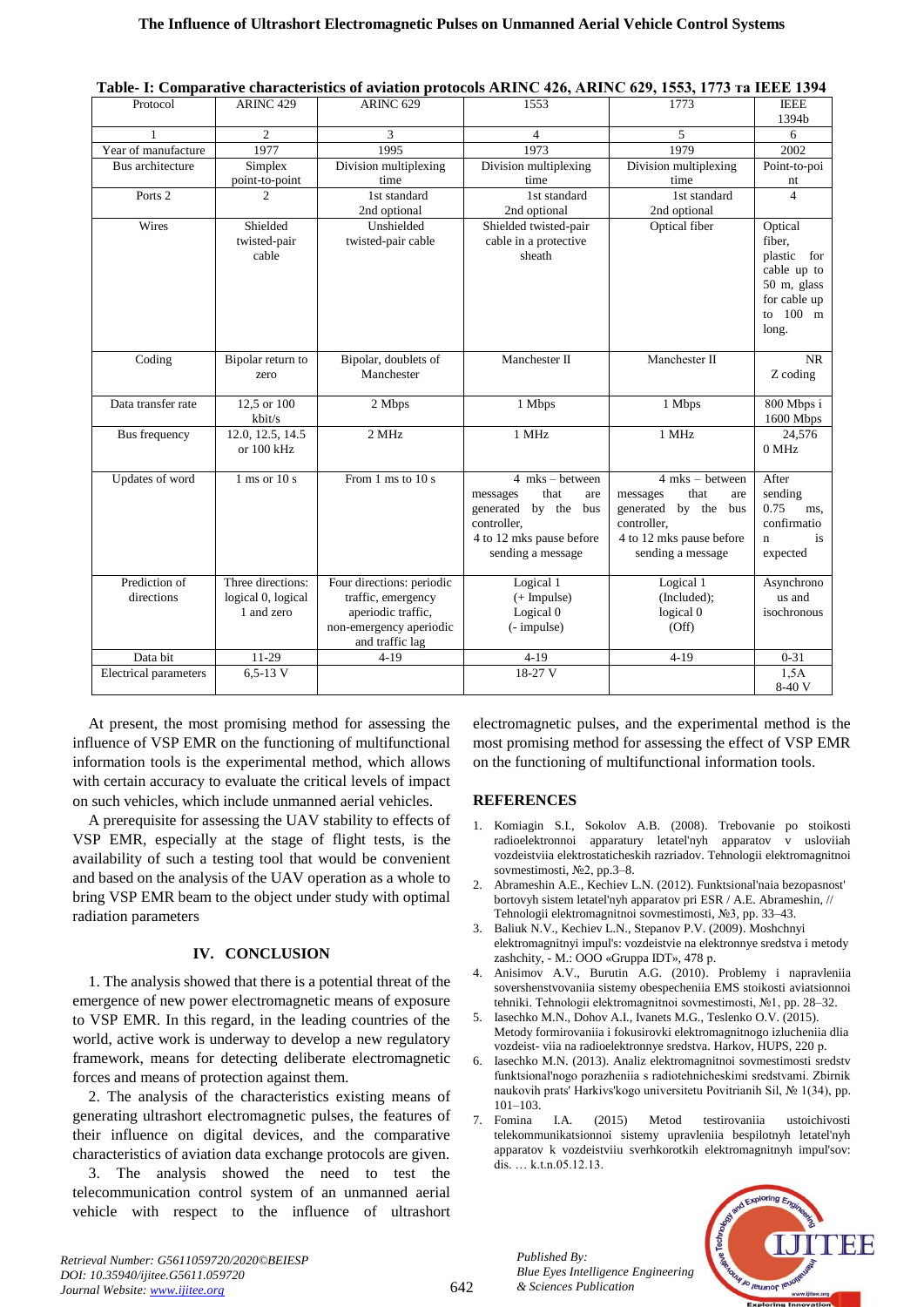**Table- I: Comparative characteristics of aviation protocols ARINC 426, ARINC 629, 1553, 1773 та IEEE 1394**

| Protocol | ARINC 429 | ARINC 629 | 1553 | 1773 | IEEE 1394b |
|---|---|---|---|---|---|
| 1 | 2 | 3 | 4 | 5 | 6 |
| Year of manufacture | 1977 | 1995 | 1973 | 1979 | 2002 |
| Bus architecture | Simplex point-to-point | Division multiplexing time | Division multiplexing time | Division multiplexing time | Point-to-point |
| Ports 2 | 2 | 1st standard 2nd optional | 1st standard 2nd optional | 1st standard 2nd optional | 4 |
| Wires | Shielded twisted-pair cable | Unshielded twisted-pair cable | Shielded twisted-pair cable in a protective sheath | Optical fiber | Optical fiber, plastic for cable up to 50 m, glass for cable up to 100 m long. |
| Coding | Bipolar return to zero | Bipolar, doublets of Manchester | Manchester II | Manchester II | NR Z coding |
| Data transfer rate | 12,5 or 100 kbit/s | 2 Mbps | 1 Mbps | 1 Mbps | 800 Mbps i 1600 Mbps |
| Bus frequency | 12.0, 12.5, 14.5 or 100 kHz | 2 MHz | 1 MHz | 1 MHz | 24,576 0 MHz |
| Updates of word | 1 ms or 10 s | From 1 ms to 10 s | 4 mks – between messages that are generated by the bus controller, 4 to 12 mks pause before sending a message | 4 mks – between messages that are generated by the bus controller, 4 to 12 mks pause before sending a message | After sending 0.75 ms, confirmation is expected |
| Prediction of directions | Three directions: logical 0, logical 1 and zero | Four directions: periodic traffic, emergency aperiodic traffic, non-emergency aperiodic and traffic lag | Logical 1 (+ Impulse) Logical 0 (- impulse) | Logical 1 (Included); logical 0 (Off) | Asynchronous and isochronous |
| Data bit | 11-29 | 4-19 | 4-19 | 4-19 | 0-31 |
| Electrical parameters | 6,5-13 V | | 18-27 V | | 1,5A 8-40 V |

At present, the most promising method for assessing the influence of VSP EMR on the functioning of multifunctional information tools is the experimental method, which allows with certain accuracy to evaluate the critical levels of impact on such vehicles, which include unmanned aerial vehicles.

A prerequisite for assessing the UAV stability to effects of VSP EMR, especially at the stage of flight tests, is the availability of such a testing tool that would be convenient and based on the analysis of the UAV operation as a whole to bring VSP EMR beam to the object under study with optimal radiation parameters

## IV. CONCLUSION

1. The analysis showed that there is a potential threat of the emergence of new power electromagnetic means of exposure to VSP EMR. In this regard, in the leading countries of the world, active work is underway to develop a new regulatory framework, means for detecting deliberate electromagnetic forces and means of protection against them.

2. The analysis of the characteristics existing means of generating ultrashort electromagnetic pulses, the features of their influence on digital devices, and the comparative characteristics of aviation data exchange protocols are given.

3. The analysis showed the need to test the telecommunication control system of an unmanned aerial vehicle with respect to the influence of ultrashort electromagnetic pulses, and the experimental method is the most promising method for assessing the effect of VSP EMR on the functioning of multifunctional information tools.

## REFERENCES

1. Komiagin S.I., Sokolov A.B. (2008). Trebovanie po stoikosti radioelektronnoi apparatury letatel'nyh apparatov v usloviiah vozdeistviia elektrostaticheskih razriadov. Tehnologii elektromagnitnoi sovmestimosti, №2, pp.3–8.
2. Abrameshin A.E., Kechiev L.N. (2012). Funktsional'naia bezopasnost' bortovyh sistem letatel'nyh apparatov pri ESR / A.E. Abrameshin, // Tehnologii elektromagnitnoi sovmestimosti, №3, pp. 33–43.
3. Baliuk N.V., Kechiev L.N., Stepanov P.V. (2009). Moshchnyi elektromagnitnyi impul's: vozdeistvie na elektronnye sredstva i metody zashchity, - M.: OOO «Gruppa IDT», 478 p.
4. Anisimov A.V., Burutin A.G. (2010). Problemy i napravleniia sovershenstvovaniia sistemy obespecheniia EMS stoikosti aviatsionnoi tehniki. Tehnologii elektromagnitnoi sovmestimosti, №1, pp. 28–32.
5. Iasechko M.N., Dohov A.I., Ivanets M.G., Teslenko O.V. (2015). Metody formirovaniia i fokusirovki elektromagnitnogo izlucheniia dlia vozdeist- viia na radioelektronnye sredstva. Harkov, HUPS, 220 p.
6. Iasechko M.N. (2013). Analiz elektromagnitnoi sovmestimosti sredstv funktsional'nogo porazheniia s radiotehnicheskimi sredstvami. Zbirnik naukovih prats' Harkivs'kogo universitetu Povitrianih Sil, № 1(34), pp. 101–103.
7. Fomina I.A. (2015) Metod testirovaniia ustoichivosti telekommunikatsionnoi sistemy upravleniia bespilotnyh letatel'nyh apparatov k vozdeistviiu sverhkorotkih elektromagnitnyh impul'sov: dis. … k.t.n.05.12.13.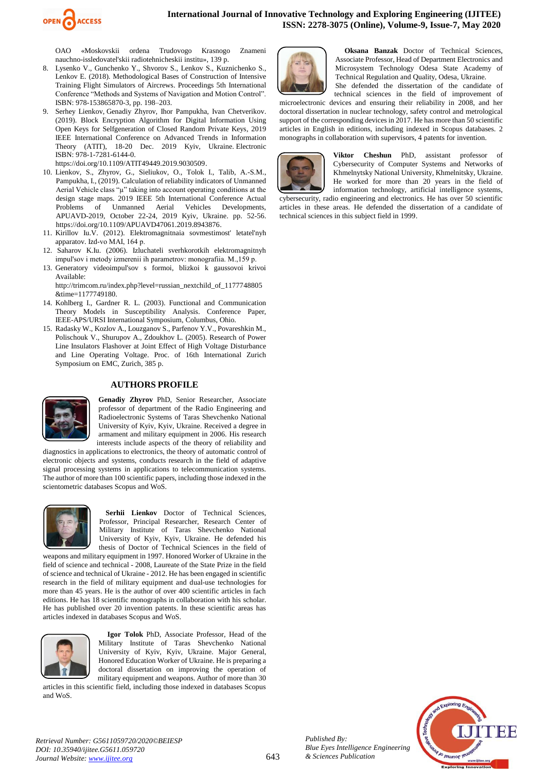OAO «Moskovskii ordena Trudovogo Krasnogo Znameni nauchno-issledovatel'skii radiotehnicheskii institu», 139 p.

8. Lysenko V., Gunchenko Y., Shvorov S., Lenkov S., Kuznichenko S., Lenkov E. (2018). Methodological Bases of Construction of Intensive Training Flight Simulators of Aircrews. Proceedings 5th International Conference "Methods and Systems of Navigation and Motion Control". ISBN: 978-1-53865870-3, pp. 198–203.
9. Serhey Lienkov, Genadiy Zhyrov, Ihor Pampukha, Ivan Chetverikov. (2019). Block Encryption Algorithm for Digital Information Using Open Keys for Selfgeneration of Closed Random Private Keys, 2019 IEEE International Conference on Advanced Trends in Information Theory (ATIT), 18-20 Dec. 2019 Kyiv, Ukraine. Electronic ISBN: 978-1-7281-6144-0. https://doi.org/10.1109/ATIT49449.2019.9030509.
10. Lienkov, S., Zhyrov, G., Sieliukov, O., Tolok I., Talib, A.-S.M., Pampukha, I., (2019). Calculation of reliability indicators of Unmanned Aerial Vehicle class "µ" taking into account operating conditions at the design stage maps. 2019 IEEE 5th International Conference Actual Problems of Unmanned Aerial Vehicles Developments, APUAVD-2019, October 22-24, 2019 Kyiv, Ukraine. pp. 52-56. https://doi.org/10.1109/APUAVD47061.2019.8943876.
11. Kirillov Iu.V. (2012). Elektromagnitnaia sovmestimost' letatel'nyh apparatov. Izd-vo MAI, 164 p.
12. Saharov K.Iu. (2006). Izluchateli sverhkorotkih elektromagnitnyh impul'sov i metody izmerenii ih parametrov: monografiia. M.,159 p.
13. Generatory videoimpul'sov s formoi, blizkoi k gaussovoi krivoi Available: http://trimcom.ru/index.php?level=russian_nextchild_of_1177748805&time=1177749180.
14. Kohlberg I., Gardner R. L. (2003). Functional and Communication Theory Models in Susceptibility Analysis. Conference Paper, IEEE-APS/URSI International Symposium, Columbus, Ohio.
15. Radasky W., Kozlov A., Louzganov S., Parfenov Y.V., Povareshkin M., Polischouk V., Shurupov A., Zdoukhov L. (2005). Research of Power Line Insulators Flashover at Joint Effect of High Voltage Disturbance and Line Operating Voltage. Proc. of 16th International Zurich Symposium on EMC, Zurich, 385 p.

## AUTHORS PROFILE

**Genadiy Zhyrov** PhD, Senior Researcher, Associate professor of department of the Radio Engineering and Radioelectronic Systems of Taras Shevchenko National University of Kyiv, Kyiv, Ukraine. Received a degree in armament and military equipment in 2006. His research interests include aspects of the theory of reliability and diagnostics in applications to electronics, the theory of automatic control of electronic objects and systems, conducts research in the field of adaptive signal processing systems in applications to telecommunication systems. The author of more than 100 scientific papers, including those indexed in the scientometric databases Scopus and WoS.

**Serhii Lienkov** Doctor of Technical Sciences, Professor, Principal Researcher, Research Center of Military Institute of Taras Shevchenko National University of Kyiv, Kyiv, Ukraine. He defended his thesis of Doctor of Technical Sciences in the field of weapons and military equipment in 1997. Honored Worker of Ukraine in the field of science and technical - 2008, Laureate of the State Prize in the field of science and technical of Ukraine - 2012. He has been engaged in scientific research in the field of military equipment and dual-use technologies for more than 45 years. He is the author of over 400 scientific articles in fach editions. He has 18 scientific monographs in collaboration with his scholar. He has published over 20 invention patents. In these scientific areas has articles indexed in databases Scopus and WoS.

**Igor Tolok** PhD, Associate Professor, Head of the Military Institute of Taras Shevchenko National University of Kyiv, Kyiv, Ukraine. Major General, Honored Education Worker of Ukraine. He is preparing a doctoral dissertation on improving the operation of military equipment and weapons. Author of more than 30 articles in this scientific field, including those indexed in databases Scopus and WoS.

**Oksana Banzak** Doctor of Technical Sciences, Associate Professor, Head of Department Electronics and Microsystem Technology Odesa State Academy of Technical Regulation and Quality, Odesa, Ukraine. She defended the dissertation of the candidate of technical sciences in the field of improvement of microelectronic devices and ensuring their reliability in 2008, and her doctoral dissertation in nuclear technology, safety control and metrological support of the corresponding devices in 2017. He has more than 50 scientific articles in English in editions, including indexed in Scopus databases. 2 monographs in collaboration with supervisors, 4 patents for invention.

**Viktor Cheshun** PhD, assistant professor of Cybersecurity of Computer Systems and Networks of Khmelnytsky National University, Khmelnitsky, Ukraine. He worked for more than 20 years in the field of information technology, artificial intelligence systems, cybersecurity, radio engineering and electronics. He has over 50 scientific articles in these areas. He defended the dissertation of a candidate of technical sciences in this subject field in 1999.